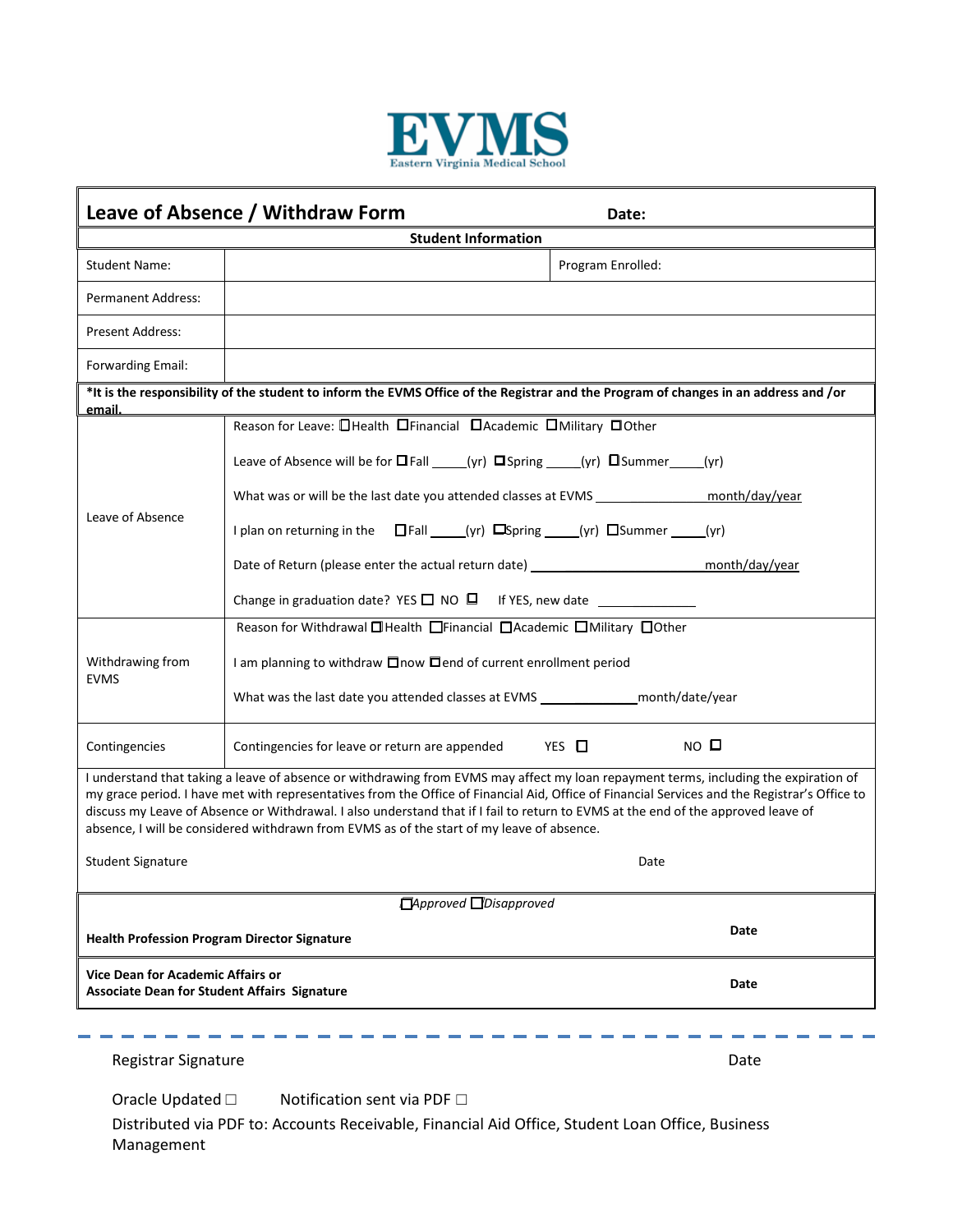# EVMS

Eastern Virginia Medical School

| **Leave of Absence / Withdraw Form** | | **Date:** |
|---|---|---|
| **Student Information** | | |
| Student Name: | | Program Enrolled: |
| Permanent Address: | | |
| Present Address: | | |
| Forwarding Email: | | |
| ***It is the responsibility of the student to inform the EVMS Office of the Registrar and the Program of changes in an address and /or email.** | | |
| Leave of Absence | Reason for Leave: ☐Health ☐Financial ☐Academic ☐Military ☐Other<br><br>Leave of Absence will be for ☐Fall _____(yr) ☐Spring _____(yr) ☐Summer_____(yr)<br><br>What was or will be the last date you attended classes at EVMS _______________month/day/year<br><br>I plan on returning in the ☐Fall _____(yr) ☐Spring _____(yr) ☐Summer _____(yr)<br><br>Date of Return (please enter the actual return date) _______________________month/day/year<br><br>Change in graduation date? YES ☐ NO ☐ If YES, new date _____________ | |
| Withdrawing from EVMS | Reason for Withdrawal ☐Health ☐Financial ☐Academic ☐Military ☐Other<br><br>I am planning to withdraw ☐now ☐end of current enrollment period<br><br>What was the last date you attended classes at EVMS _____________month/date/year | |
| Contingencies | Contingencies for leave or return are appended YES ☐ NO ☐ | |

I understand that taking a leave of absence or withdrawing from EVMS may affect my loan repayment terms, including the expiration of my grace period. I have met with representatives from the Office of Financial Aid, Office of Financial Services and the Registrar's Office to discuss my Leave of Absence or Withdrawal. I also understand that if I fail to return to EVMS at the end of the approved leave of absence, I will be considered withdrawn from EVMS as of the start of my leave of absence.

Student Signature Date

*☐Approved ☐Disapproved*

**Health Profession Program Director Signature** **Date**

**Vice Dean for Academic Affairs or Associate Dean for Student Affairs Signature** **Date**

---

Registrar Signature Date

Oracle Updated ☐ Notification sent via PDF ☐

Distributed via PDF to: Accounts Receivable, Financial Aid Office, Student Loan Office, Business Management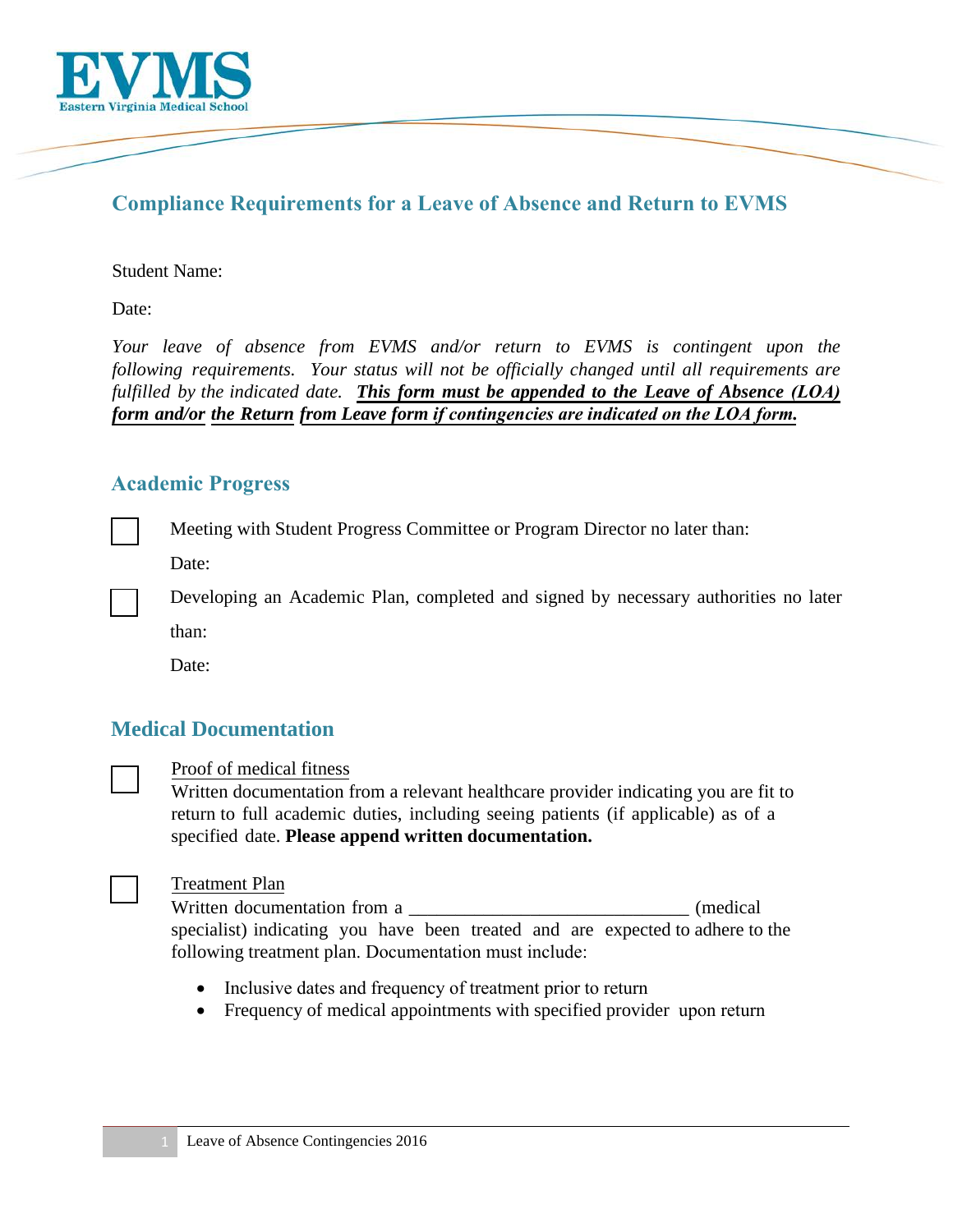## Compliance Requirements for a Leave of Absence and Return to EVMS

Student Name:

Date:

*Your leave of absence from EVMS and/or return to EVMS is contingent upon the following requirements. Your status will not be officially changed until all requirements are fulfilled by the indicated date.* ***This form must be appended to the Leave of Absence (LOA) form and/or the Return from Leave form if contingencies are indicated on the LOA form.***

### Academic Progress

☐ Meeting with Student Progress Committee or Program Director no later than:

Date:

☐ Developing an Academic Plan, completed and signed by necessary authorities no later than:

Date:

### Medical Documentation

☐ Proof of medical fitness

Written documentation from a relevant healthcare provider indicating you are fit to return to full academic duties, including seeing patients (if applicable) as of a specified date. **Please append written documentation.**

☐ Treatment Plan

Written documentation from a _____________________________ (medical specialist) indicating you have been treated and are expected to adhere to the following treatment plan. Documentation must include:

- Inclusive dates and frequency of treatment prior to return
- Frequency of medical appointments with specified provider upon return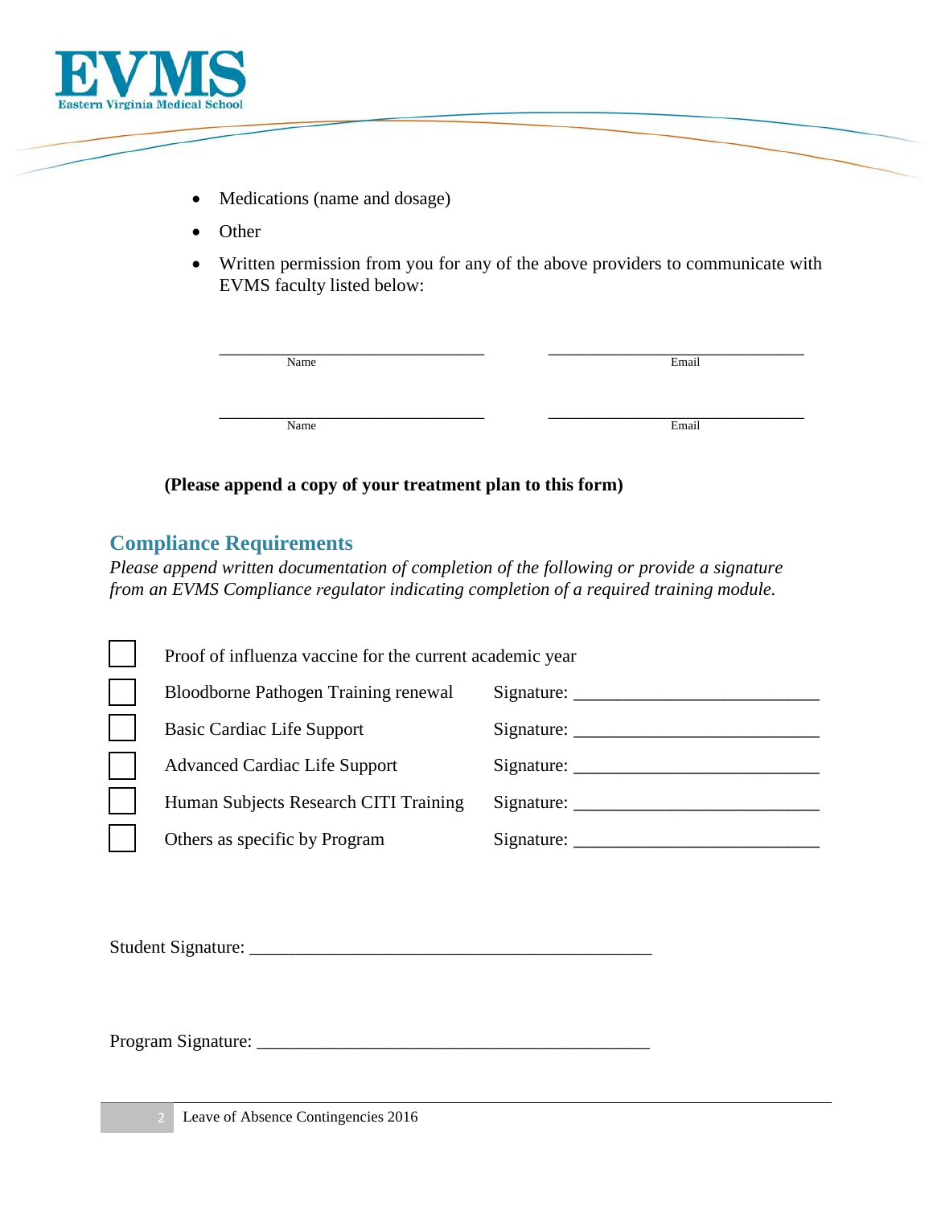- Medications (name and dosage)
- Other
- Written permission from you for any of the above providers to communicate with EVMS faculty listed below:

| | |
|---|---|
| ______________________________ Name | ______________________________ Email |
| ______________________________ Name | ______________________________ Email |

**(Please append a copy of your treatment plan to this form)**

## Compliance Requirements

*Please append written documentation of completion of the following or provide a signature from an EVMS Compliance regulator indicating completion of a required training module.*

- ☐ Proof of influenza vaccine for the current academic year
- ☐ Bloodborne Pathogen Training renewal — Signature: ___________________________
- ☐ Basic Cardiac Life Support — Signature: ___________________________
- ☐ Advanced Cardiac Life Support — Signature: ___________________________
- ☐ Human Subjects Research CITI Training — Signature: ___________________________
- ☐ Others as specific by Program — Signature: ___________________________

Student Signature: _____________________________________________

Program Signature: _____________________________________________